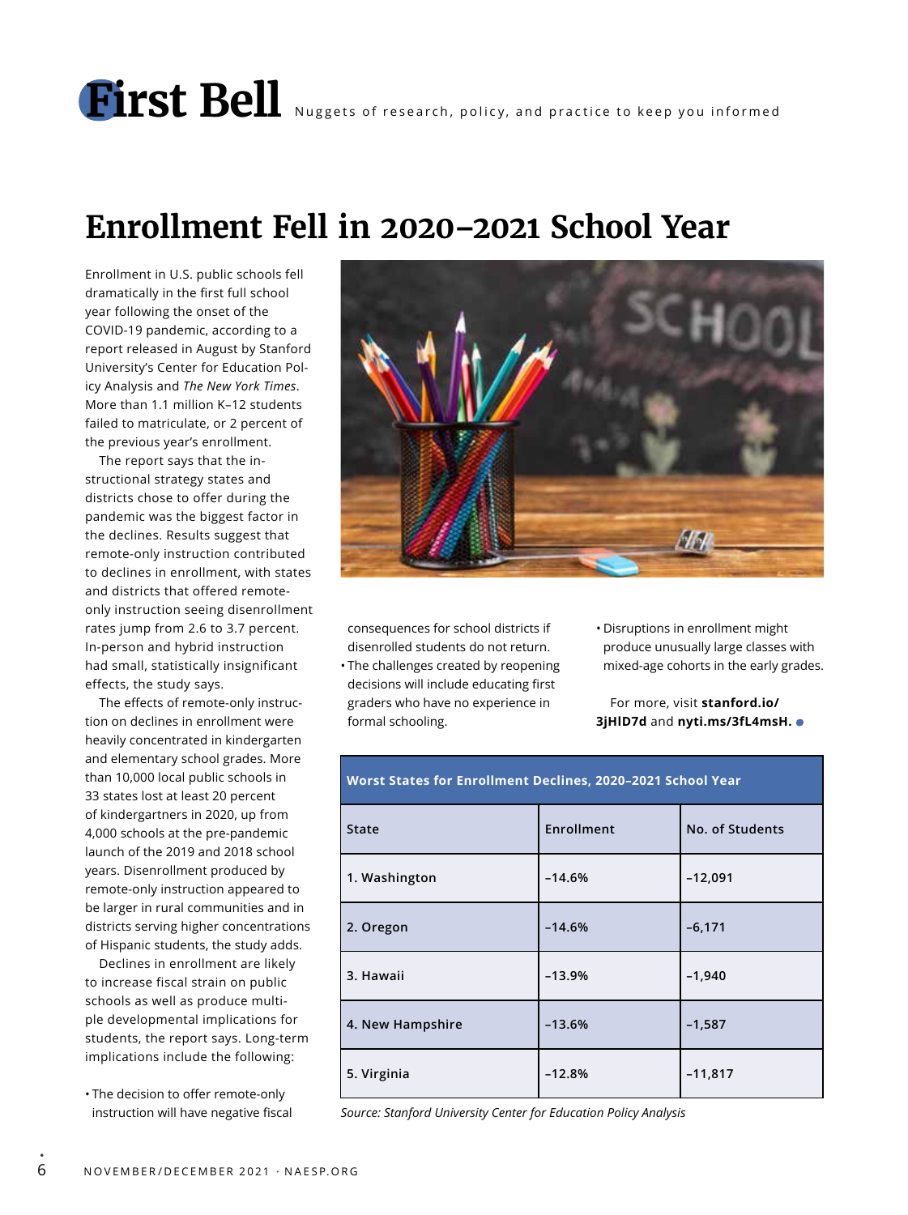# First Bell

Nuggets of research, policy, and practice to keep you informed

## Enrollment Fell in 2020–2021 School Year

Enrollment in U.S. public schools fell dramatically in the first full school year following the onset of the COVID-19 pandemic, according to a report released in August by Stanford University's Center for Education Policy Analysis and *The New York Times*. More than 1.1 million K–12 students failed to matriculate, or 2 percent of the previous year's enrollment.

The report says that the instructional strategy states and districts chose to offer during the pandemic was the biggest factor in the declines. Results suggest that remote-only instruction contributed to declines in enrollment, with states and districts that offered remote-only instruction seeing disenrollment rates jump from 2.6 to 3.7 percent. In-person and hybrid instruction had small, statistically insignificant effects, the study says.

The effects of remote-only instruction on declines in enrollment were heavily concentrated in kindergarten and elementary school grades. More than 10,000 local public schools in 33 states lost at least 20 percent of kindergartners in 2020, up from 4,000 schools at the pre-pandemic launch of the 2019 and 2018 school years. Disenrollment produced by remote-only instruction appeared to be larger in rural communities and in districts serving higher concentrations of Hispanic students, the study adds.

Declines in enrollment are likely to increase fiscal strain on public schools as well as produce multiple developmental implications for students, the report says. Long-term implications include the following:

- The decision to offer remote-only instruction will have negative fiscal consequences for school districts if disenrolled students do not return.
- The challenges created by reopening decisions will include educating first graders who have no experience in formal schooling.
- Disruptions in enrollment might produce unusually large classes with mixed-age cohorts in the early grades.

For more, visit **stanford.io/3jHlD7d** and **nyti.ms/3fL4msH.**

| Worst States for Enrollment Declines, 2020–2021 School Year | | |
|---|---|---|
| State | Enrollment | No. of Students |
| 1. Washington | –14.6% | –12,091 |
| 2. Oregon | –14.6% | –6,171 |
| 3. Hawaii | –13.9% | –1,940 |
| 4. New Hampshire | –13.6% | –1,587 |
| 5. Virginia | –12.8% | –11,817 |

*Source: Stanford University Center for Education Policy Analysis*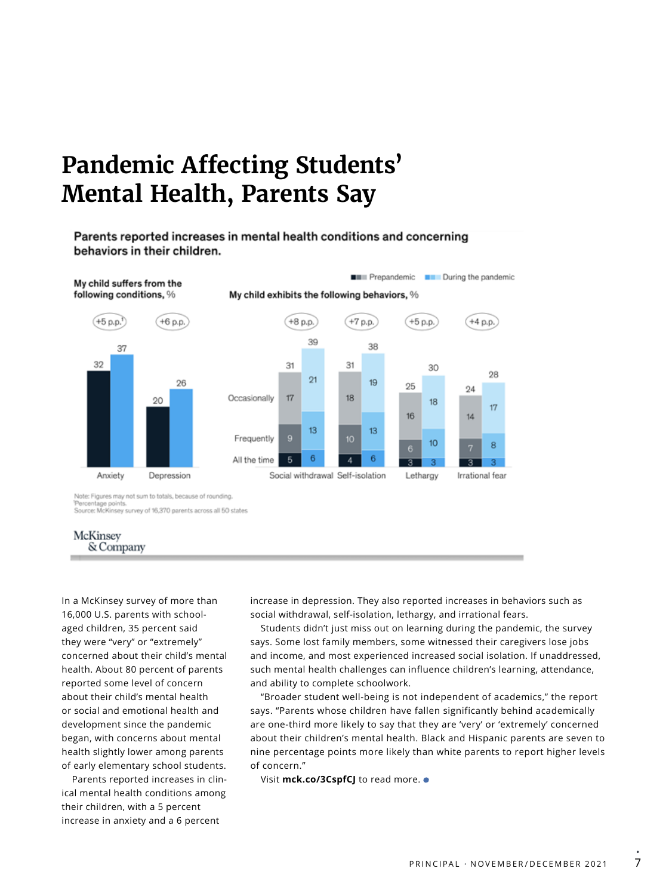# Pandemic Affecting Students' Mental Health, Parents Say

**Parents reported increases in mental health conditions and concerning behaviors in their children.**

**My child suffers from the following conditions, %**

| Condition | Prepandemic | During the pandemic | Change |
|---|---|---|---|
| Anxiety | 32 | 37 | +5 p.p.[1] |
| Depression | 20 | 26 | +6 p.p. |

**My child exhibits the following behaviors, %**

| Behavior | Period | All the time | Frequently | Occasionally | Total | Change |
|---|---|---|---|---|---|---|
| Social withdrawal | Prepandemic | 5 | 9 | 17 | 31 | +8 p.p. |
| | During the pandemic | 6 | 13 | 21 | 39 | |
| Self-isolation | Prepandemic | 4 | 10 | 18 | 31 | +7 p.p. |
| | During the pandemic | 6 | 13 | 19 | 38 | |
| Lethargy | Prepandemic | 3 | 6 | 16 | 25 | +5 p.p. |
| | During the pandemic | 3 | 10 | 18 | 30 | |
| Irrational fear | Prepandemic | 3 | 7 | 14 | 24 | +4 p.p. |
| | During the pandemic | 3 | 8 | 17 | 28 | |

Note: Figures may not sum to totals, because of rounding.
[1]Percentage points.
Source: McKinsey survey of 16,370 parents across all 50 states

McKinsey & Company

In a McKinsey survey of more than 16,000 U.S. parents with school-aged children, 35 percent said they were "very" or "extremely" concerned about their child's mental health. About 80 percent of parents reported some level of concern about their child's mental health or social and emotional health and development since the pandemic began, with concerns about mental health slightly lower among parents of early elementary school students.

Parents reported increases in clinical mental health conditions among their children, with a 5 percent increase in anxiety and a 6 percent increase in depression. They also reported increases in behaviors such as social withdrawal, self-isolation, lethargy, and irrational fears.

Students didn't just miss out on learning during the pandemic, the survey says. Some lost family members, some witnessed their caregivers lose jobs and income, and most experienced increased social isolation. If unaddressed, such mental health challenges can influence children's learning, attendance, and ability to complete schoolwork.

"Broader student well-being is not independent of academics," the report says. "Parents whose children have fallen significantly behind academically are one-third more likely to say that they are 'very' or 'extremely' concerned about their children's mental health. Black and Hispanic parents are seven to nine percentage points more likely than white parents to report higher levels of concern."

Visit **mck.co/3CspfCJ** to read more.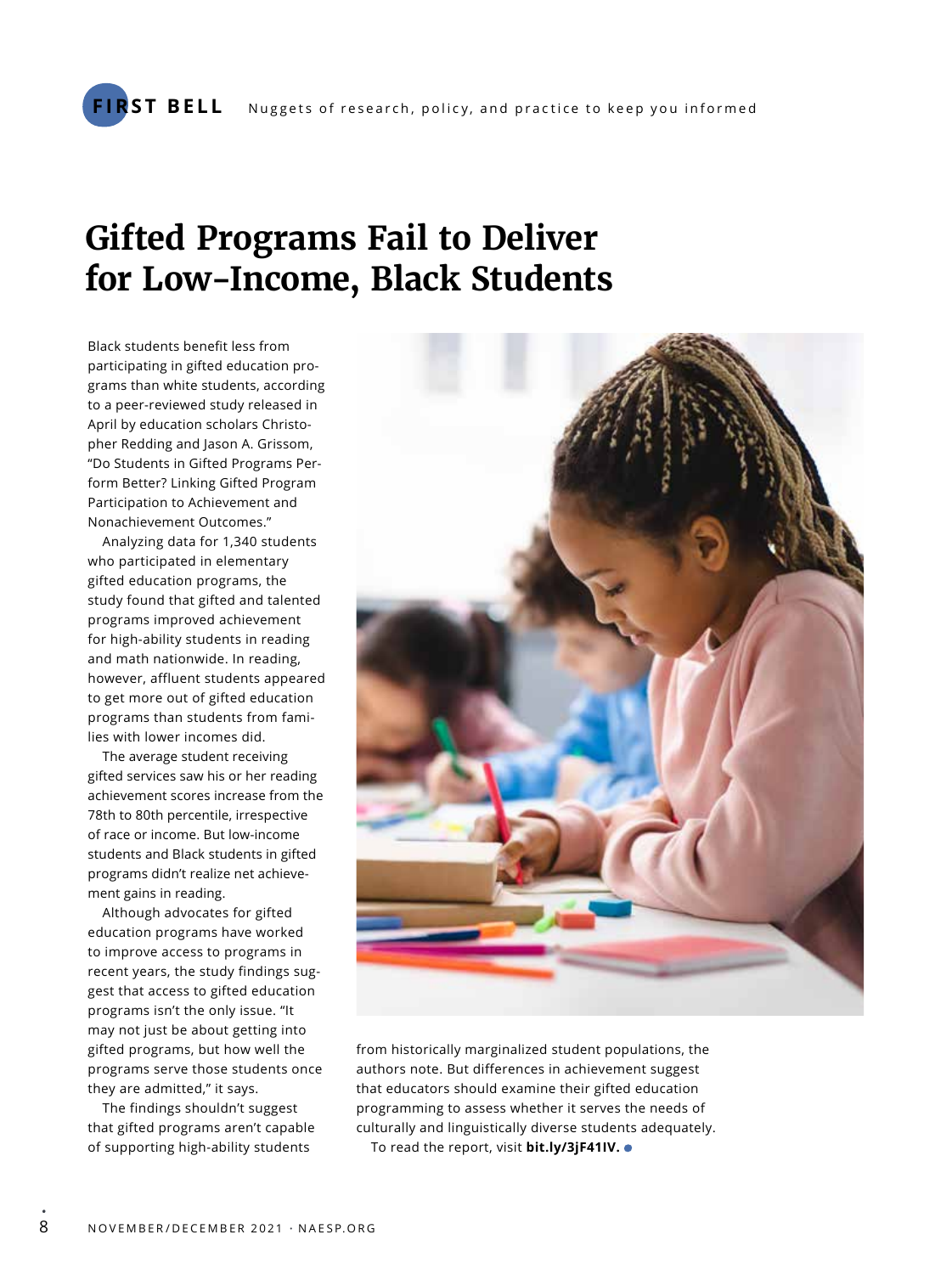**FIRST BELL** Nuggets of research, policy, and practice to keep you informed

# Gifted Programs Fail to Deliver for Low-Income, Black Students

Black students benefit less from participating in gifted education programs than white students, according to a peer-reviewed study released in April by education scholars Christopher Redding and Jason A. Grissom, "Do Students in Gifted Programs Perform Better? Linking Gifted Program Participation to Achievement and Nonachievement Outcomes."

Analyzing data for 1,340 students who participated in elementary gifted education programs, the study found that gifted and talented programs improved achievement for high-ability students in reading and math nationwide. In reading, however, affluent students appeared to get more out of gifted education programs than students from families with lower incomes did.

The average student receiving gifted services saw his or her reading achievement scores increase from the 78th to 80th percentile, irrespective of race or income. But low-income students and Black students in gifted programs didn't realize net achievement gains in reading.

Although advocates for gifted education programs have worked to improve access to programs in recent years, the study findings suggest that access to gifted education programs isn't the only issue. "It may not just be about getting into gifted programs, but how well the programs serve those students once they are admitted," it says.

The findings shouldn't suggest that gifted programs aren't capable of supporting high-ability students from historically marginalized student populations, the authors note. But differences in achievement suggest that educators should examine their gifted education programming to assess whether it serves the needs of culturally and linguistically diverse students adequately.

To read the report, visit **bit.ly/3jF41lV.**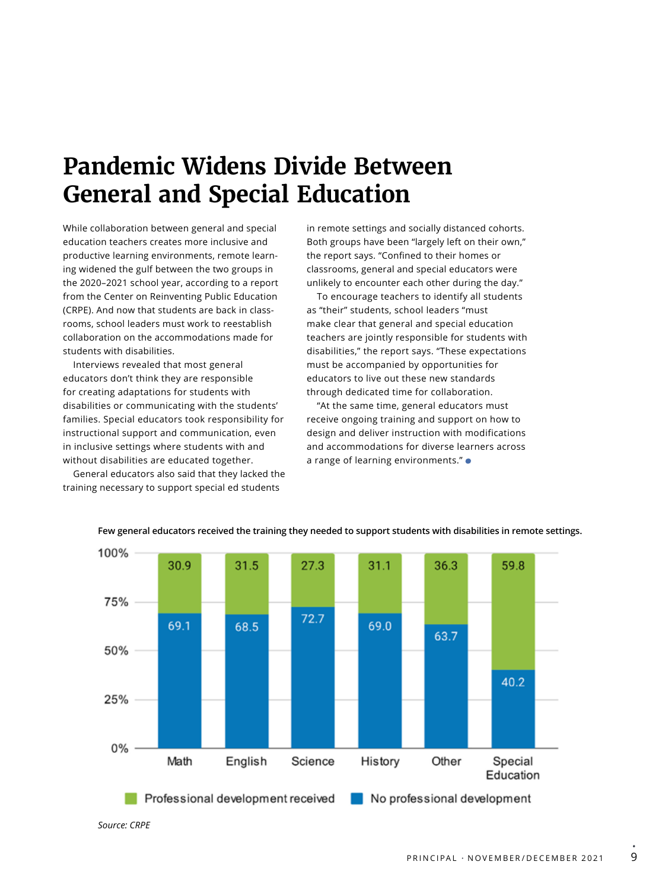# Pandemic Widens Divide Between General and Special Education

While collaboration between general and special education teachers creates more inclusive and productive learning environments, remote learning widened the gulf between the two groups in the 2020–2021 school year, according to a report from the Center on Reinventing Public Education (CRPE). And now that students are back in classrooms, school leaders must work to reestablish collaboration on the accommodations made for students with disabilities.

Interviews revealed that most general educators don't think they are responsible for creating adaptations for students with disabilities or communicating with the students' families. Special educators took responsibility for instructional support and communication, even in inclusive settings where students with and without disabilities are educated together.

General educators also said that they lacked the training necessary to support special ed students in remote settings and socially distanced cohorts. Both groups have been "largely left on their own," the report says. "Confined to their homes or classrooms, general and special educators were unlikely to encounter each other during the day."

To encourage teachers to identify all students as "their" students, school leaders "must make clear that general and special education teachers are jointly responsible for students with disabilities," the report says. "These expectations must be accompanied by opportunities for educators to live out these new standards through dedicated time for collaboration.

"At the same time, general educators must receive ongoing training and support on how to design and deliver instruction with modifications and accommodations for diverse learners across a range of learning environments."

**Few general educators received the training they needed to support students with disabilities in remote settings.**

100%
75%
50%
25%
0%

Math: 30.9, 69.1
English: 31.5, 68.5
Science: 27.3, 72.7
History: 31.1, 69.0
Other: 36.3, 63.7
Special Education: 59.8, 40.2

Professional development received
No professional development

*Source: CRPE*